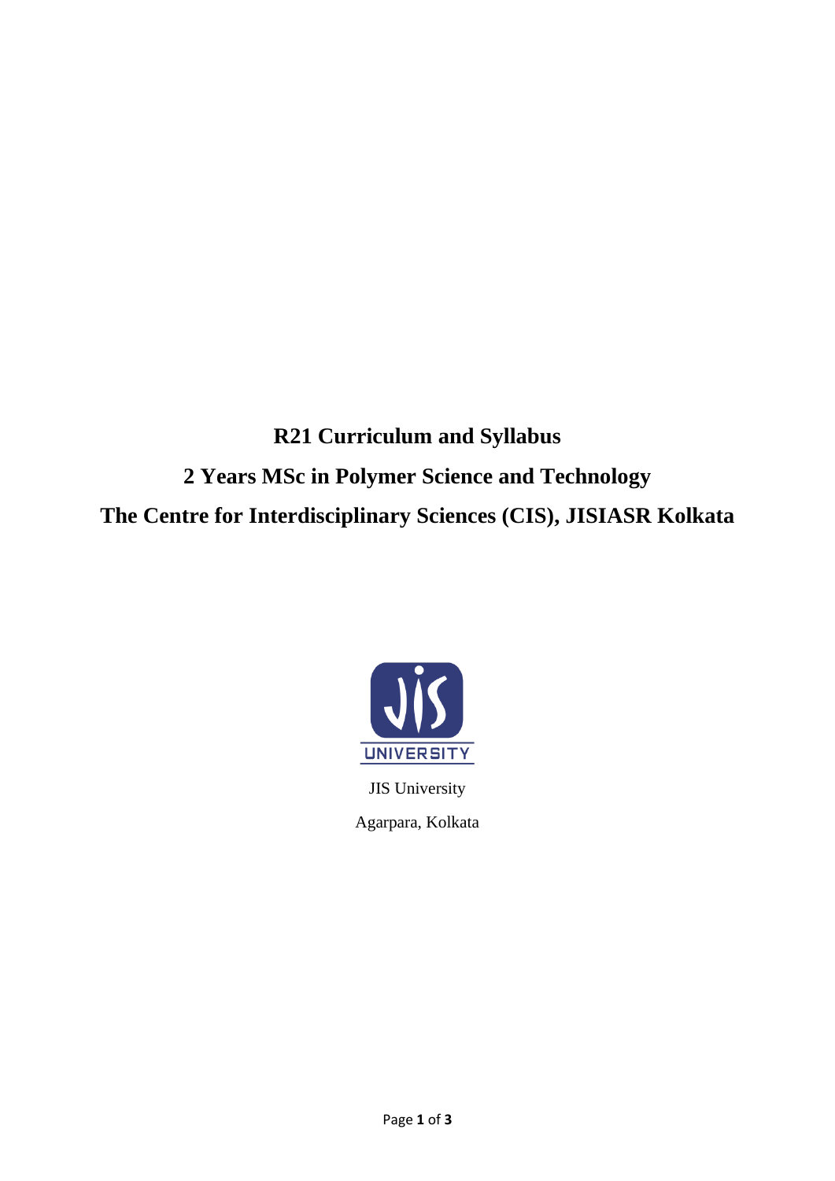# R21 Curriculum and Syllabus

# 2 Years MSc in Polymer Science and Technology

# The Centre for Interdisciplinary Sciences (CIS), JISIASR Kolkata

JIS University

Agarpara, Kolkata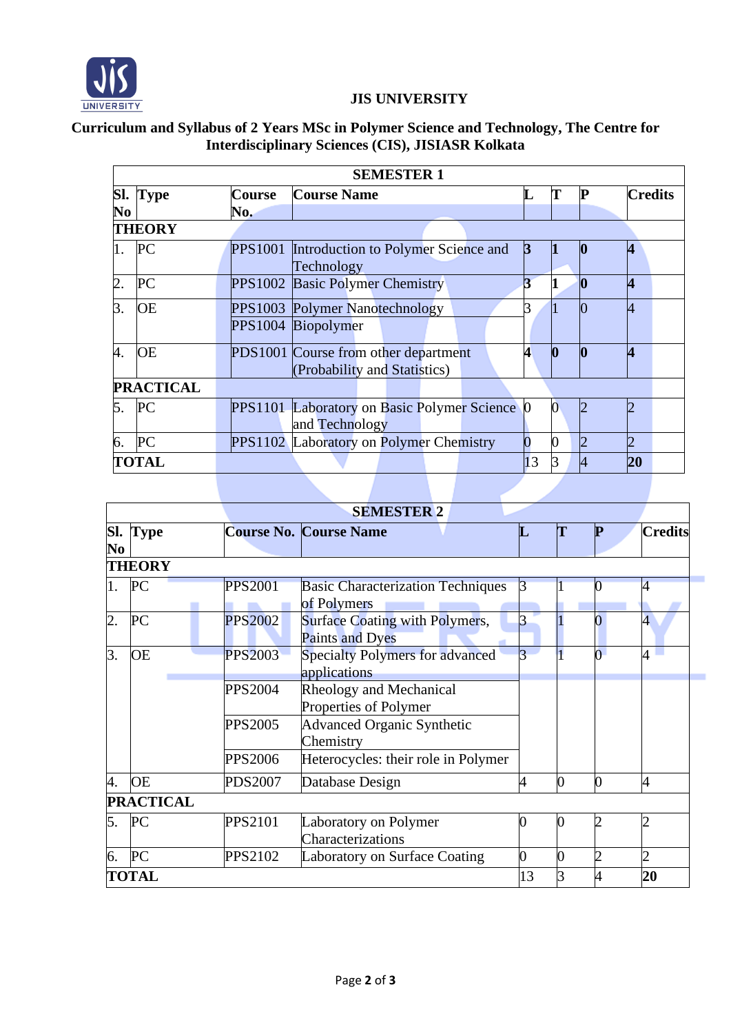**JIS UNIVERSITY**

**Curriculum and Syllabus of 2 Years MSc in Polymer Science and Technology, The Centre for Interdisciplinary Sciences (CIS), JISIASR Kolkata**

| **SEMESTER 1** | | | | | | | |
|---|---|---|---|---|---|---|---|
| **Sl. No** | **Type** | **Course No.** | **Course Name** | **L** | **T** | **P** | **Credits** |
| **THEORY** | | | | | | | |
| 1. | PC | PPS1001 | Introduction to Polymer Science and Technology | **3** | **1** | **0** | **4** |
| 2. | PC | PPS1002 | Basic Polymer Chemistry | **3** | **1** | **0** | **4** |
| 3. | OE | PPS1003 | Polymer Nanotechnology | 3 | 1 | 0 | 4 |
| | | PPS1004 | Biopolymer | | | | |
| 4. | OE | PDS1001 | Course from other department (Probability and Statistics) | **4** | **0** | **0** | **4** |
| **PRACTICAL** | | | | | | | |
| 5. | PC | PPS1101 | Laboratory on Basic Polymer Science and Technology | 0 | 0 | 2 | 2 |
| 6. | PC | PPS1102 | Laboratory on Polymer Chemistry | 0 | 0 | 2 | 2 |
| **TOTAL** | | | | 13 | 3 | 4 | **20** |

| **SEMESTER 2** | | | | | | | |
|---|---|---|---|---|---|---|---|
| **Sl. No** | **Type** | **Course No.** | **Course Name** | **L** | **T** | **P** | **Credits** |
| **THEORY** | | | | | | | |
| 1. | PC | PPS2001 | Basic Characterization Techniques of Polymers | 3 | 1 | 0 | 4 |
| 2. | PC | PPS2002 | Surface Coating with Polymers, Paints and Dyes | 3 | 1 | 0 | 4 |
| 3. | OE | PPS2003 | Specialty Polymers for advanced applications | 3 | 1 | 0 | 4 |
| | | PPS2004 | Rheology and Mechanical Properties of Polymer | | | | |
| | | PPS2005 | Advanced Organic Synthetic Chemistry | | | | |
| | | PPS2006 | Heterocycles: their role in Polymer | | | | |
| 4. | OE | PDS2007 | Database Design | 4 | 0 | 0 | 4 |
| **PRACTICAL** | | | | | | | |
| 5. | PC | PPS2101 | Laboratory on Polymer Characterizations | 0 | 0 | 2 | 2 |
| 6. | PC | PPS2102 | Laboratory on Surface Coating | 0 | 0 | 2 | 2 |
| **TOTAL** | | | | 13 | 3 | 4 | **20** |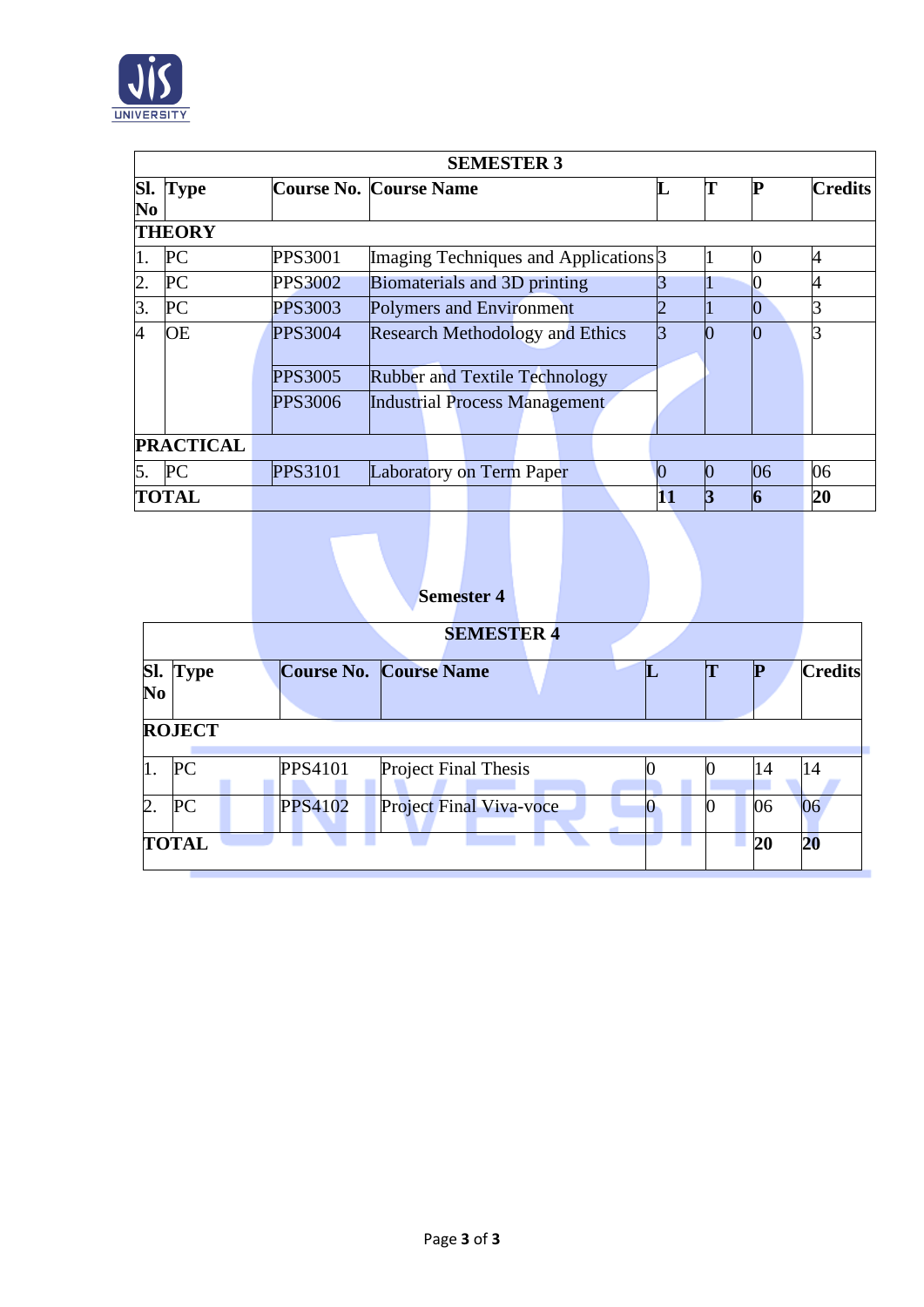| SEMESTER 3 | | | | | | | |
|---|---|---|---|---|---|---|---|
| **Sl. No** | **Type** | **Course No.** | **Course Name** | **L** | **T** | **P** | **Credits** |
| **THEORY** | | | | | | | |
| 1. | PC | PPS3001 | Imaging Techniques and Applications | 3 | 1 | 0 | 4 |
| 2. | PC | PPS3002 | Biomaterials and 3D printing | 3 | 1 | 0 | 4 |
| 3. | PC | PPS3003 | Polymers and Environment | 2 | 1 | 0 | 3 |
| 4 | OE | PPS3004 | Research Methodology and Ethics | 3 | 0 | 0 | 3 |
| | | PPS3005 | Rubber and Textile Technology | | | | |
| | | PPS3006 | Industrial Process Management | | | | |
| **PRACTICAL** | | | | | | | |
| 5. | PC | PPS3101 | Laboratory on Term Paper | 0 | 0 | 06 | 06 |
| **TOTAL** | | | | **11** | **3** | **6** | **20** |

**Semester 4**

| SEMESTER 4 | | | | | | | |
|---|---|---|---|---|---|---|---|
| **Sl. No** | **Type** | **Course No.** | **Course Name** | **L** | **T** | **P** | **Credits** |
| **ROJECT** | | | | | | | |
| 1. | PC | PPS4101 | Project Final Thesis | 0 | 0 | 14 | 14 |
| 2. | PC | PPS4102 | Project Final Viva-voce | 0 | 0 | 06 | 06 |
| **TOTAL** | | | | | | **20** | **20** |